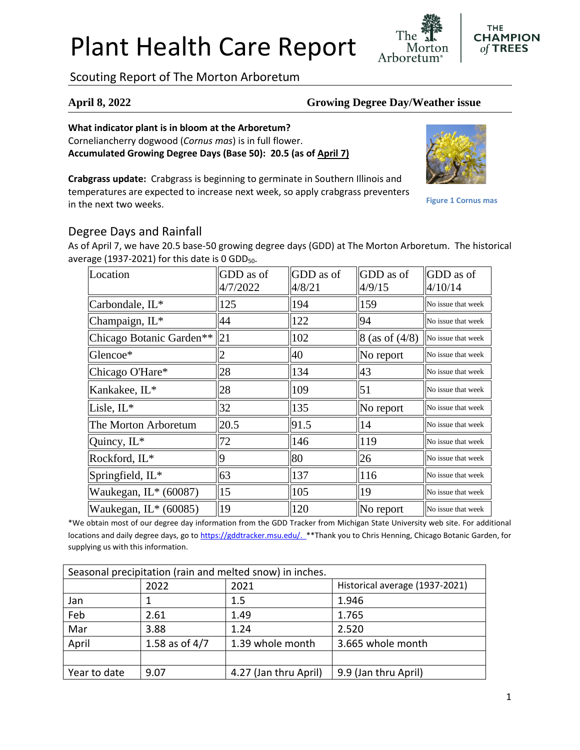# Plant Health Care Report

Scouting Report of The Morton Arboretum

**April 8, 2022** **Growing Degree Day/Weather issue**

**What indicator plant is in bloom at the Arboretum?**
Corneliancherry dogwood (*Cornus mas*) is in full flower.
**Accumulated Growing Degree Days (Base 50): 20.5 (as of April 7)**

**Crabgrass update:** Crabgrass is beginning to germinate in Southern Illinois and temperatures are expected to increase next week, so apply crabgrass preventers in the next two weeks.

Figure 1 Cornus mas

## Degree Days and Rainfall

As of April 7, we have 20.5 base-50 growing degree days (GDD) at The Morton Arboretum. The historical average (1937-2021) for this date is 0 $GDD_{50}$.

| Location | GDD as of 4/7/2022 | GDD as of 4/8/21 | GDD as of 4/9/15 | GDD as of 4/10/14 |
|---|---|---|---|---|
| Carbondale, IL* | 125 | 194 | 159 | No issue that week |
| Champaign, IL* | 44 | 122 | 94 | No issue that week |
| Chicago Botanic Garden** | 21 | 102 | 8 (as of (4/8) | No issue that week |
| Glencoe* | 2 | 40 | No report | No issue that week |
| Chicago O'Hare* | 28 | 134 | 43 | No issue that week |
| Kankakee, IL* | 28 | 109 | 51 | No issue that week |
| Lisle, IL* | 32 | 135 | No report | No issue that week |
| The Morton Arboretum | 20.5 | 91.5 | 14 | No issue that week |
| Quincy, IL* | 72 | 146 | 119 | No issue that week |
| Rockford, IL* | 9 | 80 | 26 | No issue that week |
| Springfield, IL* | 63 | 137 | 116 | No issue that week |
| Waukegan, IL* (60087) | 15 | 105 | 19 | No issue that week |
| Waukegan, IL* (60085) | 19 | 120 | No report | No issue that week |

*We obtain most of our degree day information from the GDD Tracker from Michigan State University web site. For additional locations and daily degree days, go to https://gddtracker.msu.edu/. **Thank you to Chris Henning, Chicago Botanic Garden, for supplying us with this information.

| Seasonal precipitation (rain and melted snow) in inches. | | | |
|---|---|---|---|
| | 2022 | 2021 | Historical average (1937-2021) |
| Jan | 1 | 1.5 | 1.946 |
| Feb | 2.61 | 1.49 | 1.765 |
| Mar | 3.88 | 1.24 | 2.520 |
| April | 1.58 as of 4/7 | 1.39 whole month | 3.665 whole month |
| | | | |
| Year to date | 9.07 | 4.27 (Jan thru April) | 9.9 (Jan thru April) |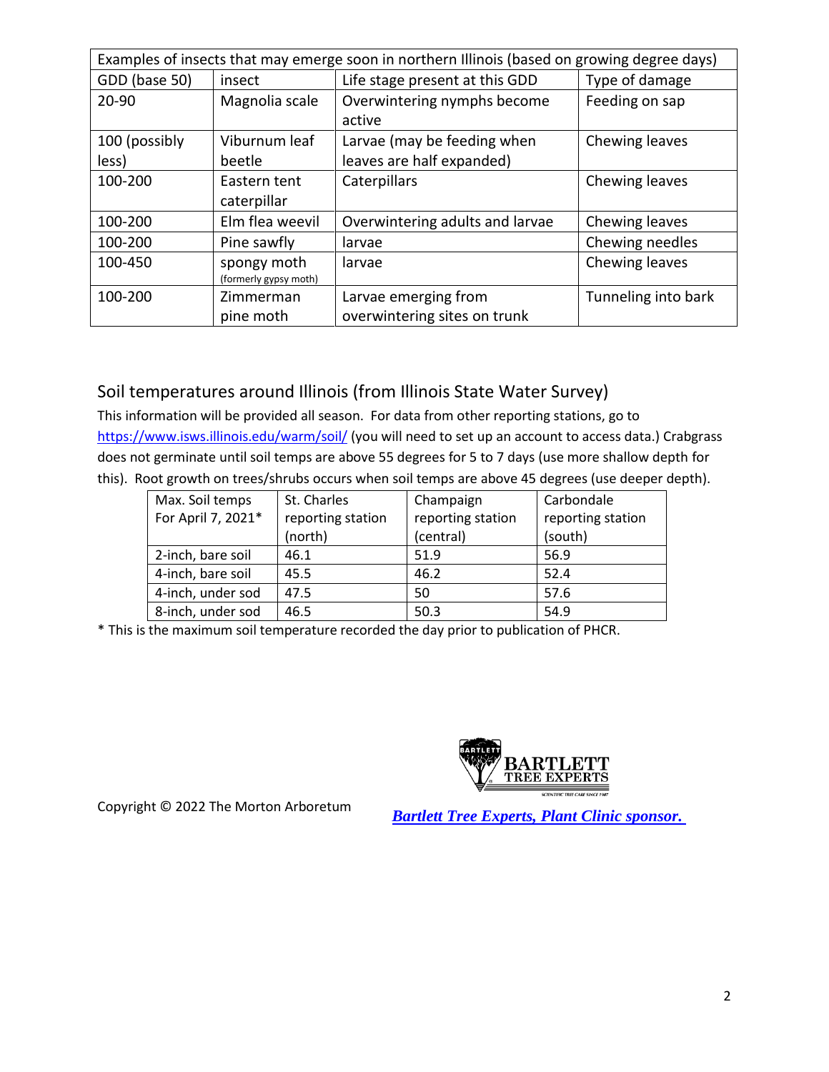| Examples of insects that may emerge soon in northern Illinois (based on growing degree days) | | | |
|---|---|---|---|
| GDD (base 50) | insect | Life stage present at this GDD | Type of damage |
| 20-90 | Magnolia scale | Overwintering nymphs become active | Feeding on sap |
| 100 (possibly less) | Viburnum leaf beetle | Larvae (may be feeding when leaves are half expanded) | Chewing leaves |
| 100-200 | Eastern tent caterpillar | Caterpillars | Chewing leaves |
| 100-200 | Elm flea weevil | Overwintering adults and larvae | Chewing leaves |
| 100-200 | Pine sawfly | larvae | Chewing needles |
| 100-450 | spongy moth (formerly gypsy moth) | larvae | Chewing leaves |
| 100-200 | Zimmerman pine moth | Larvae emerging from overwintering sites on trunk | Tunneling into bark |

## Soil temperatures around Illinois (from Illinois State Water Survey)

This information will be provided all season. For data from other reporting stations, go to https://www.isws.illinois.edu/warm/soil/ (you will need to set up an account to access data.) Crabgrass does not germinate until soil temps are above 55 degrees for 5 to 7 days (use more shallow depth for this). Root growth on trees/shrubs occurs when soil temps are above 45 degrees (use deeper depth).

| Max. Soil temps For April 7, 2021* | St. Charles reporting station (north) | Champaign reporting station (central) | Carbondale reporting station (south) |
|---|---|---|---|
| 2-inch, bare soil | 46.1 | 51.9 | 56.9 |
| 4-inch, bare soil | 45.5 | 46.2 | 52.4 |
| 4-inch, under sod | 47.5 | 50 | 57.6 |
| 8-inch, under sod | 46.5 | 50.3 | 54.9 |

* This is the maximum soil temperature recorded the day prior to publication of PHCR.

Copyright © 2022 The Morton Arboretum

***Bartlett Tree Experts, Plant Clinic sponsor.***